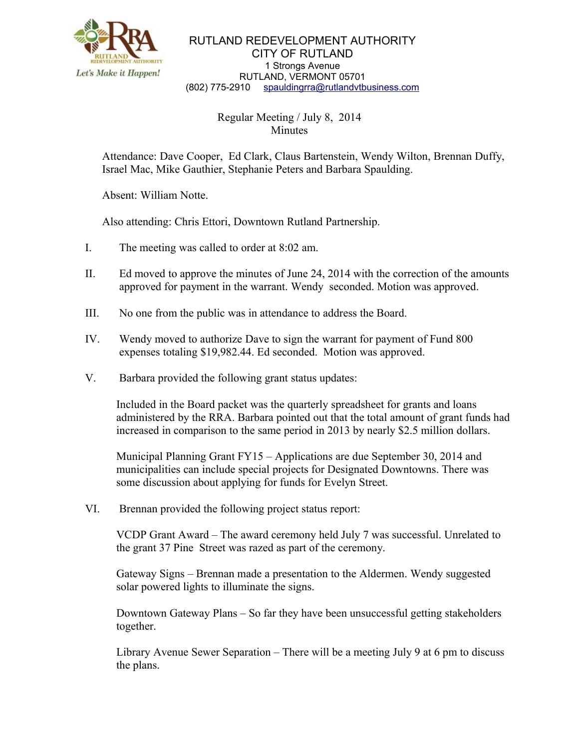RUTLAND REDEVELOPMENT AUTHORITY
CITY OF RUTLAND
1 Strongs Avenue
RUTLAND, VERMONT 05701
(802) 775-2910 spauldingrra@rutlandvtbusiness.com

Regular Meeting / July 8, 2014
Minutes

Attendance: Dave Cooper, Ed Clark, Claus Bartenstein, Wendy Wilton, Brennan Duffy, Israel Mac, Mike Gauthier, Stephanie Peters and Barbara Spaulding.

Absent: William Notte.

Also attending: Chris Ettori, Downtown Rutland Partnership.

I. The meeting was called to order at 8:02 am.

II. Ed moved to approve the minutes of June 24, 2014 with the correction of the amounts approved for payment in the warrant. Wendy seconded. Motion was approved.

III. No one from the public was in attendance to address the Board.

IV. Wendy moved to authorize Dave to sign the warrant for payment of Fund 800 expenses totaling $19,982.44. Ed seconded. Motion was approved.

V. Barbara provided the following grant status updates:

Included in the Board packet was the quarterly spreadsheet for grants and loans administered by the RRA. Barbara pointed out that the total amount of grant funds had increased in comparison to the same period in 2013 by nearly $2.5 million dollars.

Municipal Planning Grant FY15 – Applications are due September 30, 2014 and municipalities can include special projects for Designated Downtowns. There was some discussion about applying for funds for Evelyn Street.

VI. Brennan provided the following project status report:

VCDP Grant Award – The award ceremony held July 7 was successful. Unrelated to the grant 37 Pine Street was razed as part of the ceremony.

Gateway Signs – Brennan made a presentation to the Aldermen. Wendy suggested solar powered lights to illuminate the signs.

Downtown Gateway Plans – So far they have been unsuccessful getting stakeholders together.

Library Avenue Sewer Separation – There will be a meeting July 9 at 6 pm to discuss the plans.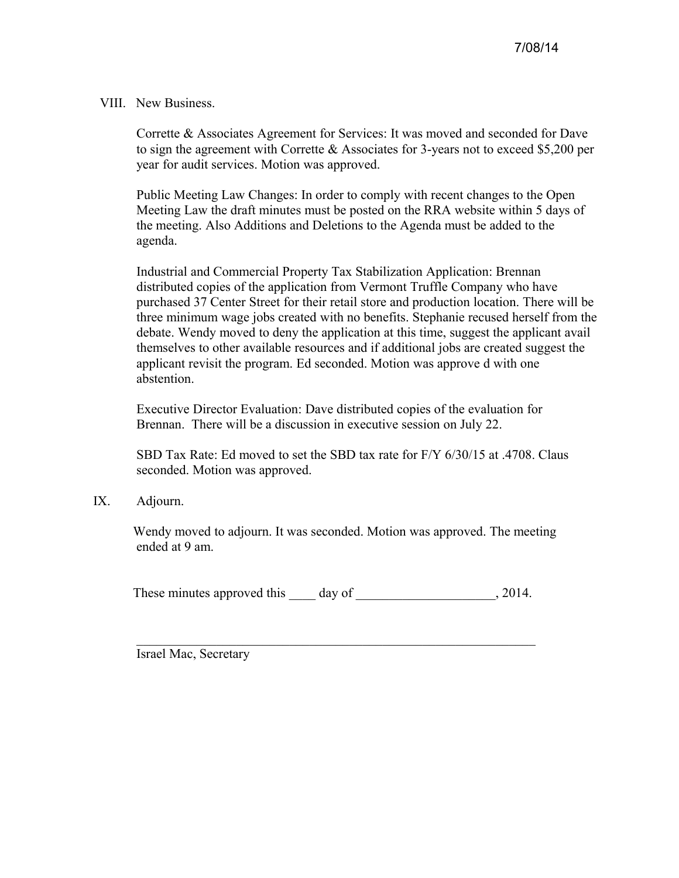7/08/14

VIII. New Business.

Corrette & Associates Agreement for Services: It was moved and seconded for Dave to sign the agreement with Corrette & Associates for 3-years not to exceed $5,200 per year for audit services. Motion was approved.

Public Meeting Law Changes: In order to comply with recent changes to the Open Meeting Law the draft minutes must be posted on the RRA website within 5 days of the meeting. Also Additions and Deletions to the Agenda must be added to the agenda.

Industrial and Commercial Property Tax Stabilization Application: Brennan distributed copies of the application from Vermont Truffle Company who have purchased 37 Center Street for their retail store and production location. There will be three minimum wage jobs created with no benefits. Stephanie recused herself from the debate. Wendy moved to deny the application at this time, suggest the applicant avail themselves to other available resources and if additional jobs are created suggest the applicant revisit the program. Ed seconded. Motion was approve d with one abstention.

Executive Director Evaluation: Dave distributed copies of the evaluation for Brennan. There will be a discussion in executive session on July 22.

SBD Tax Rate: Ed moved to set the SBD tax rate for F/Y 6/30/15 at .4708. Claus seconded. Motion was approved.

IX. Adjourn.

Wendy moved to adjourn. It was seconded. Motion was approved. The meeting ended at 9 am.

These minutes approved this ____ day of ____________________, 2014.

______________________________________________________________

Israel Mac, Secretary